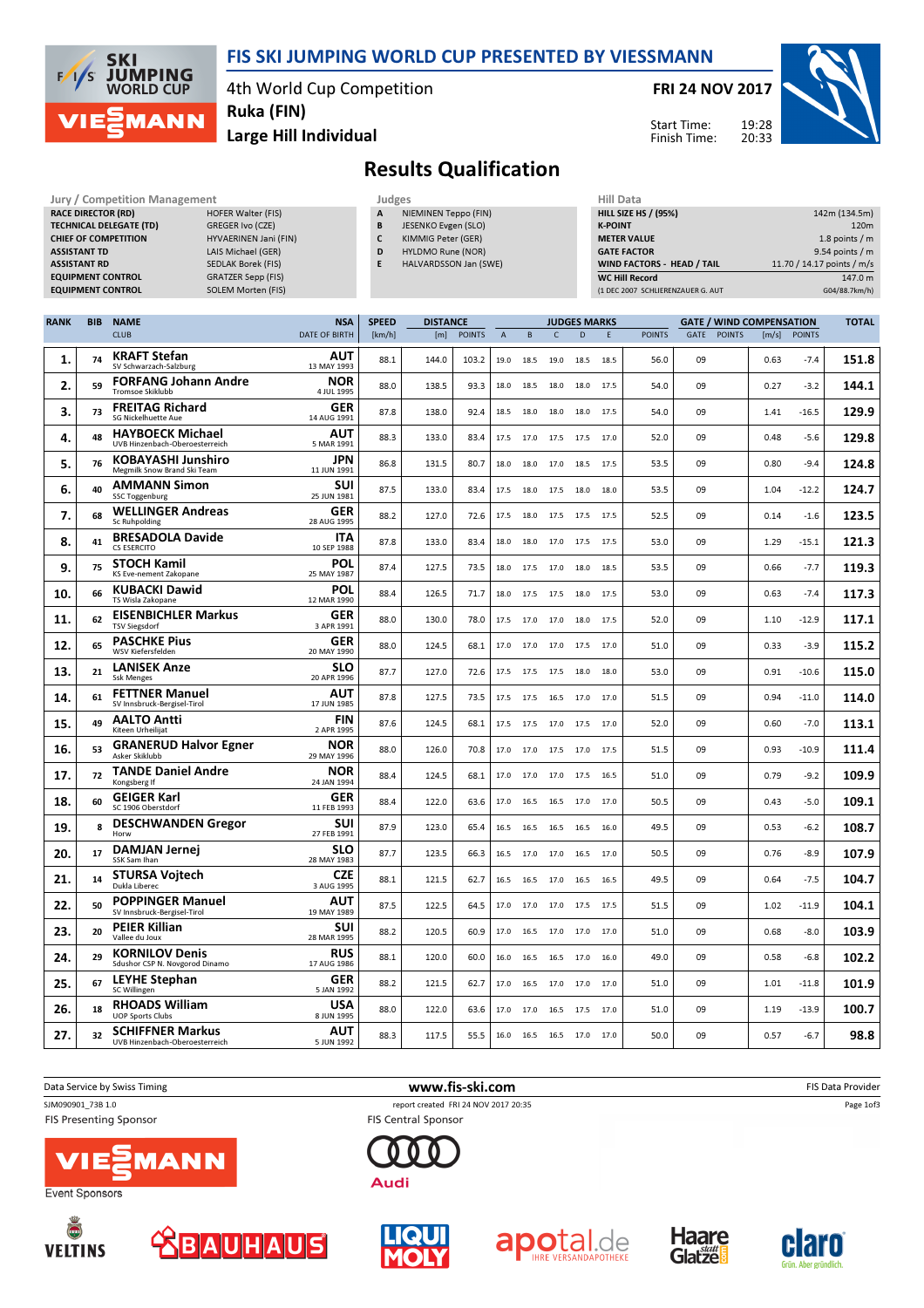# FIS SKI JUMPING WORLD CUP PRESENTED BY VIESSMANN

4th World Cup Competition
Ruka (FIN)
Large Hill Individual

**FRI 24 NOV 2017**

Start Time: 19:28
Finish Time: 20:33

## Results Qualification

| Jury / Competition Management | |
|---|---|
| RACE DIRECTOR (RD) | HOFER Walter (FIS) |
| TECHNICAL DELEGATE (TD) | GREGER Ivo (CZE) |
| CHIEF OF COMPETITION | HYVAERINEN Jani (FIN) |
| ASSISTANT TD | LAIS Michael (GER) |
| ASSISTANT RD | SEDLAK Borek (FIS) |
| EQUIPMENT CONTROL | GRATZER Sepp (FIS) |
| EQUIPMENT CONTROL | SOLEM Morten (FIS) |

| Judges | |
|---|---|
| A | NIEMINEN Teppo (FIN) |
| B | JESENKO Evgen (SLO) |
| C | KIMMIG Peter (GER) |
| D | HYLDMO Rune (NOR) |
| E | HALVARDSSON Jan (SWE) |

| Hill Data | |
|---|---|
| HILL SIZE HS / (95%) | 142m (134.5m) |
| K-POINT | 120m |
| METER VALUE | 1.8 points / m |
| GATE FACTOR | 9.54 points / m |
| WIND FACTORS - HEAD / TAIL | 11.70 / 14.17 points / m/s |
| WC Hill Record | 147.0 m |
| (1 DEC 2007 SCHLIERENZAUER G. AUT | G04/88.7km/h) |

| RANK | BIB | NAME / CLUB | NSA / DATE OF BIRTH | SPEED [km/h] | DISTANCE [m] | DISTANCE POINTS | A | B | C | D | E | JUDGES POINTS | GATE | GATE POINTS | WIND [m/s] | WIND POINTS | TOTAL |
|---|---|---|---|---|---|---|---|---|---|---|---|---|---|---|---|---|---|
| 1. | 74 | KRAFT Stefan / SV Schwarzach-Salzburg | AUT / 13 MAY 1993 | 88.1 | 144.0 | 103.2 | 19.0 | 18.5 | 19.0 | 18.5 | 18.5 | 56.0 | 09 | | 0.63 | -7.4 | 151.8 |
| 2. | 59 | FORFANG Johann Andre / Tromsoe Skiklubb | NOR / 4 JUL 1995 | 88.0 | 138.5 | 93.3 | 18.0 | 18.5 | 18.0 | 18.0 | 17.5 | 54.0 | 09 | | 0.27 | -3.2 | 144.1 |
| 3. | 73 | FREITAG Richard / SG Nickelhuette Aue | GER / 14 AUG 1991 | 87.8 | 138.0 | 92.4 | 18.5 | 18.0 | 18.0 | 18.0 | 17.5 | 54.0 | 09 | | 1.41 | -16.5 | 129.9 |
| 4. | 48 | HAYBOECK Michael / UVB Hinzenbach-Oberoesterreich | AUT / 5 MAR 1991 | 88.3 | 133.0 | 83.4 | 17.5 | 17.0 | 17.5 | 17.5 | 17.0 | 52.0 | 09 | | 0.48 | -5.6 | 129.8 |
| 5. | 76 | KOBAYASHI Junshiro / Megmilk Snow Brand Ski Team | JPN / 11 JUN 1991 | 86.8 | 131.5 | 80.7 | 18.0 | 18.0 | 17.0 | 18.5 | 17.5 | 53.5 | 09 | | 0.80 | -9.4 | 124.8 |
| 6. | 40 | AMMANN Simon / SSC Toggenburg | SUI / 25 JUN 1981 | 87.5 | 133.0 | 83.4 | 17.5 | 18.0 | 17.5 | 18.0 | 18.0 | 53.5 | 09 | | 1.04 | -12.2 | 124.7 |
| 7. | 68 | WELLINGER Andreas / Sc Ruhpolding | GER / 28 AUG 1995 | 88.2 | 127.0 | 72.6 | 17.5 | 18.0 | 17.5 | 17.5 | 17.5 | 52.5 | 09 | | 0.14 | -1.6 | 123.5 |
| 8. | 41 | BRESADOLA Davide / CS ESERCITO | ITA / 10 SEP 1988 | 87.8 | 133.0 | 83.4 | 18.0 | 18.0 | 17.0 | 17.5 | 17.5 | 53.0 | 09 | | 1.29 | -15.1 | 121.3 |
| 9. | 75 | STOCH Kamil / KS Eve-nement Zakopane | POL / 25 MAY 1987 | 87.4 | 127.5 | 73.5 | 18.0 | 17.5 | 17.0 | 18.0 | 18.5 | 53.5 | 09 | | 0.66 | -7.7 | 119.3 |
| 10. | 66 | KUBACKI Dawid / TS Wisla Zakopane | POL / 12 MAR 1990 | 88.4 | 126.5 | 71.7 | 18.0 | 17.5 | 17.5 | 18.0 | 17.5 | 53.0 | 09 | | 0.63 | -7.4 | 117.3 |
| 11. | 62 | EISENBICHLER Markus / TSV Siegsdorf | GER / 3 APR 1991 | 88.0 | 130.0 | 78.0 | 17.5 | 17.0 | 17.0 | 18.0 | 17.5 | 52.0 | 09 | | 1.10 | -12.9 | 117.1 |
| 12. | 65 | PASCHKE Pius / WSV Kiefersfelden | GER / 20 MAY 1990 | 88.0 | 124.5 | 68.1 | 17.0 | 17.0 | 17.0 | 17.5 | 17.0 | 51.0 | 09 | | 0.33 | -3.9 | 115.2 |
| 13. | 21 | LANISEK Anze / Ssk Menges | SLO / 20 APR 1996 | 87.7 | 127.0 | 72.6 | 17.5 | 17.5 | 17.5 | 18.0 | 18.0 | 53.0 | 09 | | 0.91 | -10.6 | 115.0 |
| 14. | 61 | FETTNER Manuel / SV Innsbruck-Bergisel-Tirol | AUT / 17 JUN 1985 | 87.8 | 127.5 | 73.5 | 17.5 | 17.5 | 16.5 | 17.0 | 17.0 | 51.5 | 09 | | 0.94 | -11.0 | 114.0 |
| 15. | 49 | AALTO Antti / Kiteen Urheilijat | FIN / 2 APR 1995 | 87.6 | 124.5 | 68.1 | 17.5 | 17.5 | 17.0 | 17.5 | 17.0 | 52.0 | 09 | | 0.60 | -7.0 | 113.1 |
| 16. | 53 | GRANERUD Halvor Egner / Asker Skiklubb | NOR / 29 MAY 1996 | 88.0 | 126.0 | 70.8 | 17.0 | 17.0 | 17.5 | 17.0 | 17.5 | 51.5 | 09 | | 0.93 | -10.9 | 111.4 |
| 17. | 72 | TANDE Daniel Andre / Kongsberg If | NOR / 24 JAN 1994 | 88.4 | 124.5 | 68.1 | 17.0 | 17.0 | 17.0 | 17.5 | 16.5 | 51.0 | 09 | | 0.79 | -9.2 | 109.9 |
| 18. | 60 | GEIGER Karl / SC 1906 Oberstdorf | GER / 11 FEB 1993 | 88.4 | 122.0 | 63.6 | 17.0 | 16.5 | 16.5 | 17.0 | 17.0 | 50.5 | 09 | | 0.43 | -5.0 | 109.1 |
| 19. | 8 | DESCHWANDEN Gregor / Horw | SUI / 27 FEB 1991 | 87.9 | 123.0 | 65.4 | 16.5 | 16.5 | 16.5 | 16.5 | 16.0 | 49.5 | 09 | | 0.53 | -6.2 | 108.7 |
| 20. | 17 | DAMJAN Jernej / SSK Sam Ihan | SLO / 28 MAY 1983 | 87.7 | 123.5 | 66.3 | 16.5 | 17.0 | 17.0 | 16.5 | 17.0 | 50.5 | 09 | | 0.76 | -8.9 | 107.9 |
| 21. | 14 | STURSA Vojtech / Dukla Liberec | CZE / 3 AUG 1995 | 88.1 | 121.5 | 62.7 | 16.5 | 16.5 | 17.0 | 16.5 | 16.5 | 49.5 | 09 | | 0.64 | -7.5 | 104.7 |
| 22. | 50 | POPPINGER Manuel / SV Innsbruck-Bergisel-Tirol | AUT / 19 MAY 1989 | 87.5 | 122.5 | 64.5 | 17.0 | 17.0 | 17.0 | 17.5 | 17.5 | 51.5 | 09 | | 1.02 | -11.9 | 104.1 |
| 23. | 20 | PEIER Killian / Vallee du Joux | SUI / 28 MAR 1995 | 88.2 | 120.5 | 60.9 | 17.0 | 16.5 | 17.0 | 17.0 | 17.0 | 51.0 | 09 | | 0.68 | -8.0 | 103.9 |
| 24. | 29 | KORNILOV Denis / Sdushor CSP N. Novgorod Dinamo | RUS / 17 AUG 1986 | 88.1 | 120.0 | 60.0 | 16.0 | 16.5 | 16.5 | 17.0 | 16.0 | 49.0 | 09 | | 0.58 | -6.8 | 102.2 |
| 25. | 67 | LEYHE Stephan / SC Willingen | GER / 5 JAN 1992 | 88.2 | 121.5 | 62.7 | 17.0 | 16.5 | 17.0 | 17.0 | 17.0 | 51.0 | 09 | | 1.01 | -11.8 | 101.9 |
| 26. | 18 | RHOADS William / UOP Sports Clubs | USA / 8 JUN 1995 | 88.0 | 122.0 | 63.6 | 17.0 | 17.0 | 16.5 | 17.5 | 17.0 | 51.0 | 09 | | 1.19 | -13.9 | 100.7 |
| 27. | 32 | SCHIFFNER Markus / UVB Hinzenbach-Oberoesterreich | AUT / 5 JUN 1992 | 88.3 | 117.5 | 55.5 | 16.0 | 16.5 | 16.5 | 17.0 | 17.0 | 50.0 | 09 | | 0.57 | -6.7 | 98.8 |

Data Service by Swiss Timing — www.fis-ski.com — FIS Data Provider

SJM090901_73B 1.0 — report created FRI 24 NOV 2017 20:35

FIS Presenting Sponsor: VIESSMANN — FIS Central Sponsor: Audi

Event Sponsors: VELTINS, BAUHAUS, LIQUI MOLY, apotal.de, Haare statt Glatze, claro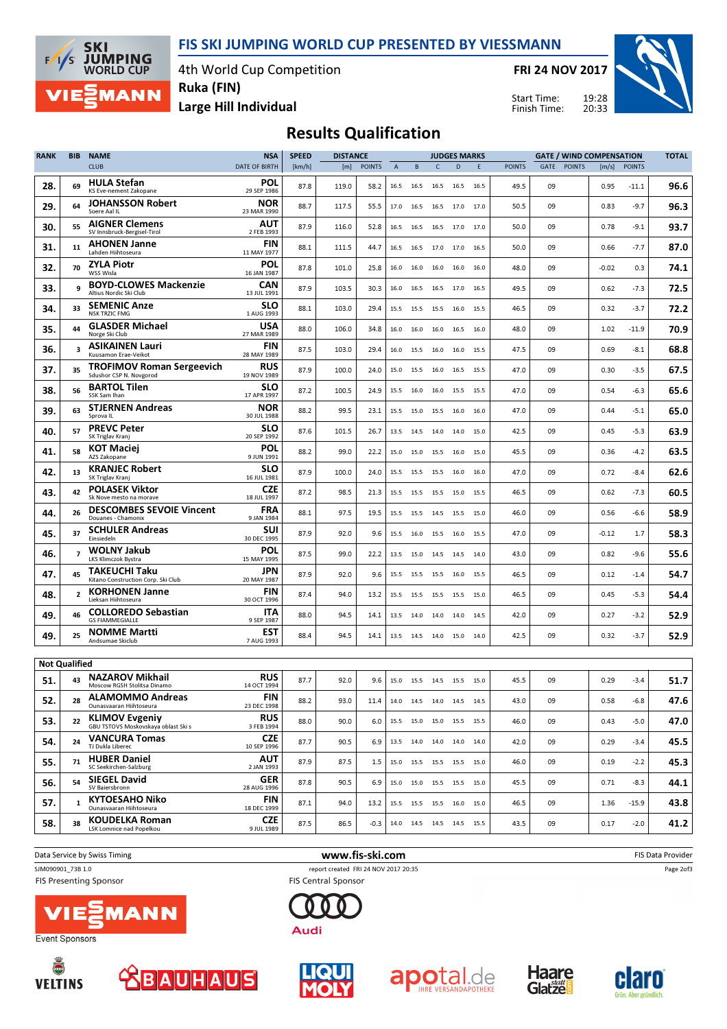# FIS SKI JUMPING WORLD CUP PRESENTED BY VIESSMANN

4th World Cup Competition
Ruka (FIN)
Large Hill Individual

**FRI 24 NOV 2017**

Start Time: 19:28
Finish Time: 20:33

## Results Qualification

| RANK | BIB | NAME / CLUB | NSA / DATE OF BIRTH | SPEED [km/h] | DISTANCE [m] | DISTANCE POINTS | A | B | C | D | E | JUDGES POINTS | GATE | GATE POINTS | WIND [m/s] | WIND POINTS | TOTAL |
|---|---|---|---|---|---|---|---|---|---|---|---|---|---|---|---|---|---|
| 28. | 69 | **HULA Stefan** KS Eve-nement Zakopane | POL 29 SEP 1986 | 87.8 | 119.0 | 58.2 | 16.5 | 16.5 | 16.5 | 16.5 | 16.5 | 49.5 | 09 | | 0.95 | -11.1 | 96.6 |
| 29. | 64 | **JOHANSSON Robert** Soere Aal IL | NOR 23 MAR 1990 | 88.7 | 117.5 | 55.5 | 17.0 | 16.5 | 16.5 | 17.0 | 17.0 | 50.5 | 09 | | 0.83 | -9.7 | 96.3 |
| 30. | 55 | **AIGNER Clemens** SV Innsbruck-Bergisel-Tirol | AUT 2 FEB 1993 | 87.9 | 116.0 | 52.8 | 16.5 | 16.5 | 16.5 | 17.0 | 17.0 | 50.0 | 09 | | 0.78 | -9.1 | 93.7 |
| 31. | 11 | **AHONEN Janne** Lahden Hiihtoseura | FIN 11 MAY 1977 | 88.1 | 111.5 | 44.7 | 16.5 | 16.5 | 17.0 | 17.0 | 16.5 | 50.0 | 09 | | 0.66 | -7.7 | 87.0 |
| 32. | 70 | **ZYLA Piotr** WSS Wisla | POL 16 JAN 1987 | 87.8 | 101.0 | 25.8 | 16.0 | 16.0 | 16.0 | 16.0 | 16.0 | 48.0 | 09 | | -0.02 | 0.3 | 74.1 |
| 33. | 9 | **BOYD-CLOWES Mackenzie** Altius Nordic Ski Club | CAN 13 JUL 1991 | 87.9 | 103.5 | 30.3 | 16.0 | 16.5 | 16.5 | 17.0 | 16.5 | 49.5 | 09 | | 0.62 | -7.3 | 72.5 |
| 34. | 33 | **SEMENIC Anze** NSK TRZIC FMG | SLO 1 AUG 1993 | 88.1 | 103.0 | 29.4 | 15.5 | 15.5 | 15.5 | 16.0 | 15.5 | 46.5 | 09 | | 0.32 | -3.7 | 72.2 |
| 35. | 44 | **GLASDER Michael** Norge Ski Club | USA 27 MAR 1989 | 88.0 | 106.0 | 34.8 | 16.0 | 16.0 | 16.0 | 16.5 | 16.0 | 48.0 | 09 | | 1.02 | -11.9 | 70.9 |
| 36. | 3 | **ASIKAINEN Lauri** Kuusamon Erae-Veikot | FIN 28 MAY 1989 | 87.5 | 103.0 | 29.4 | 16.0 | 15.5 | 16.0 | 16.0 | 15.5 | 47.5 | 09 | | 0.69 | -8.1 | 68.8 |
| 37. | 35 | **TROFIMOV Roman Sergeevich** Sdushor CSP N. Novgorod | RUS 19 NOV 1989 | 87.9 | 100.0 | 24.0 | 15.0 | 15.5 | 16.0 | 16.5 | 15.5 | 47.0 | 09 | | 0.30 | -3.5 | 67.5 |
| 38. | 56 | **BARTOL Tilen** SSK Sam Ihan | SLO 17 APR 1997 | 87.2 | 100.5 | 24.9 | 15.5 | 16.0 | 16.0 | 15.5 | 15.5 | 47.0 | 09 | | 0.54 | -6.3 | 65.6 |
| 39. | 63 | **STJERNEN Andreas** Sprova IL | NOR 30 JUL 1988 | 88.2 | 99.5 | 23.1 | 15.5 | 15.0 | 15.5 | 16.0 | 16.0 | 47.0 | 09 | | 0.44 | -5.1 | 65.0 |
| 40. | 57 | **PREVC Peter** SK Triglav Kranj | SLO 20 SEP 1992 | 87.6 | 101.5 | 26.7 | 13.5 | 14.5 | 14.0 | 14.0 | 15.0 | 42.5 | 09 | | 0.45 | -5.3 | 63.9 |
| 41. | 58 | **KOT Maciej** AZS Zakopane | POL 9 JUN 1991 | 88.2 | 99.0 | 22.2 | 15.0 | 15.0 | 15.5 | 16.0 | 15.0 | 45.5 | 09 | | 0.36 | -4.2 | 63.5 |
| 42. | 13 | **KRANJEC Robert** SK Triglav Kranj | SLO 16 JUL 1981 | 87.9 | 100.0 | 24.0 | 15.5 | 15.5 | 15.5 | 16.0 | 16.0 | 47.0 | 09 | | 0.72 | -8.4 | 62.6 |
| 43. | 42 | **POLASEK Viktor** Sk Nove mesto na morave | CZE 18 JUL 1997 | 87.2 | 98.5 | 21.3 | 15.5 | 15.5 | 15.5 | 15.0 | 15.5 | 46.5 | 09 | | 0.62 | -7.3 | 60.5 |
| 44. | 26 | **DESCOMBES SEVOIE Vincent** Douanes - Chamonix | FRA 9 JAN 1984 | 88.1 | 97.5 | 19.5 | 15.5 | 15.5 | 14.5 | 15.5 | 15.0 | 46.0 | 09 | | 0.56 | -6.6 | 58.9 |
| 45. | 37 | **SCHULER Andreas** Einsiedeln | SUI 30 DEC 1995 | 87.9 | 92.0 | 9.6 | 15.5 | 16.0 | 15.5 | 16.0 | 15.5 | 47.0 | 09 | | -0.12 | 1.7 | 58.3 |
| 46. | 7 | **WOLNY Jakub** LKS Klimczok Bystra | POL 15 MAY 1995 | 87.5 | 99.0 | 22.2 | 13.5 | 15.0 | 14.5 | 14.5 | 14.0 | 43.0 | 09 | | 0.82 | -9.6 | 55.6 |
| 47. | 45 | **TAKEUCHI Taku** Kitano Construction Corp. Ski Club | JPN 20 MAY 1987 | 87.9 | 92.0 | 9.6 | 15.5 | 15.5 | 15.5 | 16.0 | 15.5 | 46.5 | 09 | | 0.12 | -1.4 | 54.7 |
| 48. | 2 | **KORHONEN Janne** Lieksan Hiihtoseura | FIN 30 OCT 1996 | 87.4 | 94.0 | 13.2 | 15.5 | 15.5 | 15.5 | 15.5 | 15.0 | 46.5 | 09 | | 0.45 | -5.3 | 54.4 |
| 49. | 46 | **COLLOREDO Sebastian** GS FIAMMEGIALLE | ITA 9 SEP 1987 | 88.0 | 94.5 | 14.1 | 13.5 | 14.0 | 14.0 | 14.0 | 14.5 | 42.0 | 09 | | 0.27 | -3.2 | 52.9 |
| 49. | 25 | **NOMME Martti** Andsumae Skiclub | EST 7 AUG 1993 | 88.4 | 94.5 | 14.1 | 13.5 | 14.5 | 14.0 | 15.0 | 14.0 | 42.5 | 09 | | 0.32 | -3.7 | 52.9 |

### Not Qualified

| RANK | BIB | NAME / CLUB | NSA / DATE OF BIRTH | SPEED [km/h] | DISTANCE [m] | DISTANCE POINTS | A | B | C | D | E | JUDGES POINTS | GATE | GATE POINTS | WIND [m/s] | WIND POINTS | TOTAL |
|---|---|---|---|---|---|---|---|---|---|---|---|---|---|---|---|---|---|
| 51. | 43 | **NAZAROV Mikhail** Moscow RGSH Stolitsa Dinamo | RUS 14 OCT 1994 | 87.7 | 92.0 | 9.6 | 15.0 | 15.5 | 14.5 | 15.5 | 15.0 | 45.5 | 09 | | 0.29 | -3.4 | 51.7 |
| 52. | 28 | **ALAMOMMO Andreas** Ounasvaaran Hiihtoseura | FIN 23 DEC 1998 | 88.2 | 93.0 | 11.4 | 14.0 | 14.5 | 14.0 | 14.5 | 14.5 | 43.0 | 09 | | 0.58 | -6.8 | 47.6 |
| 53. | 22 | **KLIMOV Evgeniy** GBU TSTOVS Moskovskaya oblast Ski s | RUS 3 FEB 1994 | 88.0 | 90.0 | 6.0 | 15.5 | 15.0 | 15.0 | 15.5 | 15.5 | 46.0 | 09 | | 0.43 | -5.0 | 47.0 |
| 54. | 24 | **VANCURA Tomas** TJ Dukla Liberec | CZE 10 SEP 1996 | 87.7 | 90.5 | 6.9 | 13.5 | 14.0 | 14.0 | 14.0 | 14.0 | 42.0 | 09 | | 0.29 | -3.4 | 45.5 |
| 55. | 71 | **HUBER Daniel** SC Seekirchen-Salzburg | AUT 2 JAN 1993 | 87.9 | 87.5 | 1.5 | 15.0 | 15.5 | 15.5 | 15.5 | 15.0 | 46.0 | 09 | | 0.19 | -2.2 | 45.3 |
| 56. | 54 | **SIEGEL David** SV Baiersbronn | GER 28 AUG 1996 | 87.8 | 90.5 | 6.9 | 15.0 | 15.0 | 15.5 | 15.5 | 15.0 | 45.5 | 09 | | 0.71 | -8.3 | 44.1 |
| 57. | 1 | **KYTOESAHO Niko** Ounasvaaran Hiihtoseura | FIN 18 DEC 1999 | 87.1 | 94.0 | 13.2 | 15.5 | 15.5 | 15.5 | 16.0 | 15.0 | 46.5 | 09 | | 1.36 | -15.9 | 43.8 |
| 58. | 38 | **KOUDELKA Roman** LSK Lomnice nad Popelkou | CZE 9 JUL 1989 | 87.5 | 86.5 | -0.3 | 14.0 | 14.5 | 14.5 | 14.5 | 15.5 | 43.5 | 09 | | 0.17 | -2.0 | 41.2 |

Data Service by Swiss Timing — www.fis-ski.com — FIS Data Provider

SJM090901_73B 1.0 — report created FRI 24 NOV 2017 20:35

FIS Presenting Sponsor: VIESSMANN — FIS Central Sponsor: Audi

Event Sponsors: VELTINS, BAUHAUS, LIQUI MOLY, apotal.de, Haare statt Glatze, claro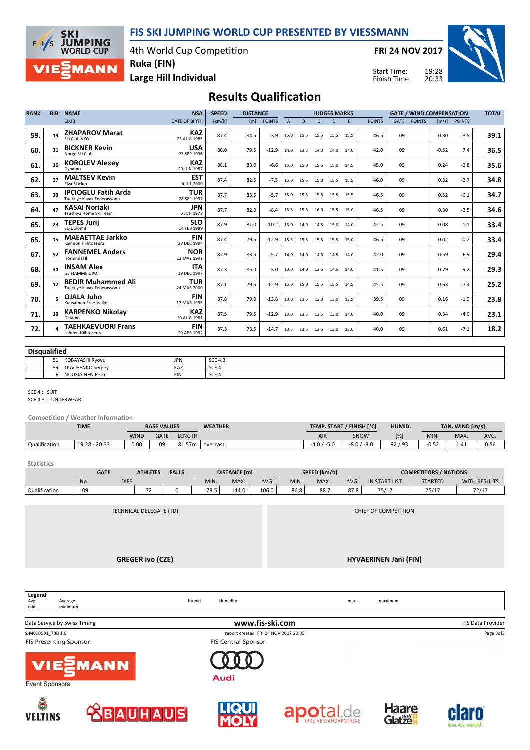# FIS SKI JUMPING WORLD CUP PRESENTED BY VIESSMANN

4th World Cup Competition
Ruka (FIN)
Large Hill Individual

FRI 24 NOV 2017

Start Time: 19:28
Finish Time: 20:33

## Results Qualification

| RANK | BIB | NAME / CLUB | NSA / DATE OF BIRTH | SPEED [km/h] | DISTANCE [m] | DISTANCE POINTS | A | B | C | D | E | JUDGES POINTS | GATE | GATE POINTS | WIND [m/s] | WIND POINTS | TOTAL |
|---|---|---|---|---|---|---|---|---|---|---|---|---|---|---|---|---|---|
| 59. | 19 | ZHAPAROV Marat / Ski Club VKO | KAZ / 25 AUG 1985 | 87.4 | 84.5 | -3.9 | 15.0 | 15.5 | 15.5 | 15.5 | 15.5 | 46.5 | 09 | | 0.30 | -3.5 | 39.1 |
| 60. | 31 | BICKNER Kevin / Norge Ski Club | USA / 23 SEP 1996 | 88.0 | 79.5 | -12.9 | 14.0 | 13.5 | 14.0 | 14.0 | 14.0 | 42.0 | 09 | | -0.52 | 7.4 | 36.5 |
| 61. | 16 | KOROLEV Alexey / Dynamo | KAZ / 20 JUN 1987 | 88.1 | 83.0 | -6.6 | 15.0 | 15.0 | 15.5 | 15.0 | 14.5 | 45.0 | 09 | | 0.24 | -2.8 | 35.6 |
| 62. | 27 | MALTSEV Kevin / Elva Skiclub | EST / 4 JUL 2000 | 87.4 | 82.5 | -7.5 | 15.0 | 15.5 | 15.0 | 15.5 | 15.5 | 46.0 | 09 | | 0.32 | -3.7 | 34.8 |
| 63. | 30 | IPCIOGLU Fatih Arda / Tuerkiye Kayak Federasyonu | TUR / 28 SEP 1997 | 87.7 | 83.5 | -5.7 | 15.0 | 15.5 | 15.5 | 15.5 | 15.5 | 46.5 | 09 | | 0.52 | -6.1 | 34.7 |
| 64. | 47 | KASAI Noriaki / Tsuchiya Home Ski Team | JPN / 6 JUN 1972 | 87.7 | 82.0 | -8.4 | 15.5 | 15.5 | 16.0 | 15.5 | 15.0 | 46.5 | 09 | | 0.30 | -3.5 | 34.6 |
| 65. | 23 | TEPES Jurij / SD Dolomiti | SLO / 14 FEB 1989 | 87.9 | 81.0 | -10.2 | 13.0 | 14.0 | 14.5 | 15.0 | 14.0 | 42.5 | 09 | | -0.08 | 1.1 | 33.4 |
| 65. | 15 | MAEAETTAE Jarkko / Kainuun Hiihtoseura | FIN / 28 DEC 1994 | 87.4 | 79.5 | -12.9 | 15.5 | 15.5 | 15.5 | 15.5 | 15.0 | 46.5 | 09 | | 0.02 | -0.2 | 33.4 |
| 67. | 52 | FANNEMEL Anders / Hornindal Il | NOR / 13 MAY 1991 | 87.9 | 83.5 | -5.7 | 14.0 | 14.0 | 14.0 | 14.5 | 14.0 | 42.0 | 09 | | 0.59 | -6.9 | 29.4 |
| 68. | 34 | INSAM Alex / GS FIAMME ORO | ITA / 19 DEC 1997 | 87.3 | 85.0 | -3.0 | 13.0 | 14.0 | 13.5 | 14.5 | 14.0 | 41.5 | 09 | | 0.79 | -9.2 | 29.3 |
| 69. | 12 | BEDIR Muhammed Ali / Tuerkiye Kayak Federasyonu | TUR / 24 MAR 2000 | 87.1 | 79.5 | -12.9 | 15.0 | 15.0 | 15.5 | 15.5 | 14.5 | 45.5 | 09 | | 0.63 | -7.4 | 25.2 |
| 70. | 5 | OJALA Juho / Kuusamon Erae-Veikot | FIN / 17 MAR 1995 | 87.8 | 79.0 | -13.8 | 13.0 | 13.5 | 13.0 | 13.0 | 13.5 | 39.5 | 09 | | 0.16 | -1.9 | 23.8 |
| 71. | 10 | KARPENKO Nikolay / Dinamo | KAZ / 10 AUG 1981 | 87.5 | 79.5 | -12.9 | 13.0 | 13.5 | 13.5 | 13.0 | 14.0 | 40.0 | 09 | | 0.34 | -4.0 | 23.1 |
| 72. | 4 | TAEHKAEVUORI Frans / Lahden Hiihtoseura | FIN / 29 APR 1992 | 87.3 | 78.5 | -14.7 | 13.5 | 13.5 | 13.5 | 13.0 | 13.0 | 40.0 | 09 | | 0.61 | -7.1 | 18.2 |

### Disqualified

| BIB | NAME | NSA | REASON |
|---|---|---|---|
| 51 | KOBAYASHI Ryoyu | JPN | SCE 4.3 |
| 39 | TKACHENKO Sergey | KAZ | SCE 4 |
| 6 | NOUSIAINEN Eetu | FIN | SCE 4 |

SCE 4 : SUIT
SCE 4.3 : UNDERWEAR

### Competition / Weather Information

| | TIME | BASE VALUES WIND | BASE VALUES GATE | BASE VALUES LENGTH | WEATHER | TEMP. START / FINISH [°C] AIR | TEMP. START / FINISH [°C] SNOW | HUMID. [%] | TAN. WIND [m/s] MIN. | TAN. WIND [m/s] MAX. | TAN. WIND [m/s] AVG. |
|---|---|---|---|---|---|---|---|---|---|---|---|
| Qualification | 19:28 - 20:33 | 0.00 | 09 | 81.57m | overcast | -4.0 / -5.0 | -8.0 / -8.0 | 92 / 93 | -0.52 | 1.41 | 0.56 |

### Statistics

| | GATE No. | GATE DIFF | ATHLETES | FALLS | DISTANCE [m] MIN. | DISTANCE [m] MAX. | DISTANCE [m] AVG. | SPEED [km/h] MIN. | SPEED [km/h] MAX. | SPEED [km/h] AVG. | COMPETITORS / NATIONS IN START LIST | COMPETITORS / NATIONS STARTED | COMPETITORS / NATIONS WITH RESULTS |
|---|---|---|---|---|---|---|---|---|---|---|---|---|---|
| Qualification | 09 | | 72 | 0 | 78.5 | 144.0 | 106.0 | 86.8 | 88.7 | 87.8 | 75/17 | 75/17 | 72/17 |

| TECHNICAL DELEGATE (TD) | CHIEF OF COMPETITION |
|---|---|
| **GREGER Ivo (CZE)** | **HYVAERINEN Jani (FIN)** |

**Legend**
Avg. Average
min. minimum
Humid. Humidity
max. maximum

Data Service by Swiss Timing — www.fis-ski.com — FIS Data Provider
SJM090901_73B 1.0 — report created FRI 24 NOV 2017 20:35

FIS Presenting Sponsor: VIESSMANN
FIS Central Sponsor: Audi
Event Sponsors: VELTINS, BAUHAUS, LIQUI MOLY, apotal.de IHRE VERSANDAPOTHEKE, Haare statt Glatze, claro Grün. Aber gründlich.